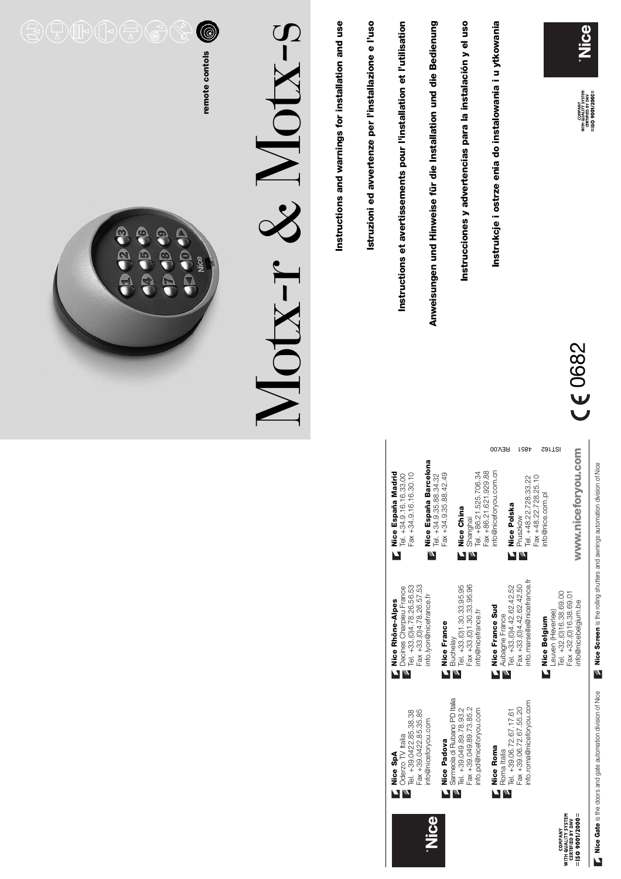# Motx-r & Motx-s

remote contols

Instructions and warnings for installation and use

Istruzioni ed avvertenze per l'installazione e l'uso

Instructions et avertissements pour l'installation et l'utilisation

Anweisungen und Hinweise für die Installation und die Bedienung

Instrucciones y advertencias para la instalación y el uso

Instrukcje i ostrze enia do instalowania i u ytkowania

CE 0682

COMPANY WITH QUALITY SYSTEM CERTIFIED BY DNV =ISO 9001/2000=

Nice

---

**Nice SpA**
Oderzo TV Italia
Tel. +39.0422.85.38.38
Fax +39.0422.85.35.85
info@niceforyou.com

**Nice Padova**
Sarmeola di Rubano PD Italia
Tel. +39.049.89.78.93.2
Fax +39.049.89.73.85.2
info.pd@niceforyou.com

**Nice Roma**
Roma Italia
Tel. +39.06.72.67.17.61
Fax +39.06.72.67.55.20
info.roma@niceforyou.com

**Nice Rhône-Alpes**
Decines Charpieu France
Tel. +33.(0)4.78.26.56.53
Fax +33.(0)4.78.26.57.53
info.lyon@nicefrance.fr

**Nice France**
Buchelay
Tel. +33.(0)1.30.33.95.95
Fax +33.(0)1.30.33.95.96
info@nicefrance.fr

**Nice France Sud**
Aubagne France
Tel. +33.(0)4.42.62.42.52
Fax +33.(0)4.42.62.42.50
info.marseille@nicefrance.fr

**Nice Belgium**
Leuven (Heverlee)
Tel. +32.(0)16.38.69.00
Fax +32.(0)16.38.69.01
info@nicebelgium.be

**Nice España Madrid**
Tel. +34.9.16.16.33.00
Fax +34.9.16.16.30.10

**Nice España Barcelona**
Tel. +34.9.35.88.34.32
Fax +34.9.35.88.42.49

**Nice China**
Shanghai
Tel. +86.21.525.706.34
Fax +86.21.621.929.88
info@niceforyou.com.cn

**Nice Polska**
Pruszków
Tel. +48.22.728.33.22
Fax +48.22.728.25.10
info@nice.com.pl

**www.niceforyou.com**

IST162 4851 REV.00

**Nice Gate** is the doors and gate automation division of Nice

**Nice Screen** is the rolling shutters and awnings automation division of Nice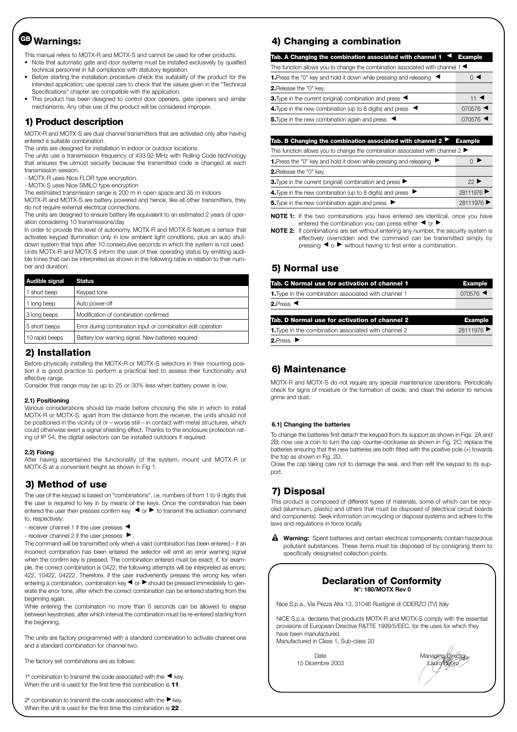# GB Warnings:

This manual refers to MOTX-R and MOTX-S and cannot be used for other products.

- Note that automatic gate and door systems must be installed exclusively by qualified technical personnel in full compliance with statutory legislation.
- Before starting the installation procedure check the suitability of the product for the intended application; use special care to check that the values given in the "Technical Specifications" chapter are compatible with the application.
- This product has been designed to control door openers, gate openers and similar mechanisms. Any other use of the product will be considered improper.

## 1) Product description

MOTX-R and MOTX-S are dual channel transmitters that are activated only after having entered a suitable combination.

The units are designed for installation in indoor or outdoor locations.

The units use a transmission frequency of 433.92 MHz with Rolling Code technology that ensures the utmost security because the transmitted code is changed at each transmission session.

- MOTX-R uses Nice FLOR type encryption.
- MOTX-S uses Nice SMILO type encryption

The estimated transmission range is 200 m in open space and 35 m indoors

MOTX-R and MOTX-S are battery powered and hence, like all other transmitters, they do not require external electrical connections.

The units are designed to ensure battery life equivalent to an estimated 2 years of operation considering 10 transmissions/day

In order to provide this level of autonomy, MOTX-R and MOTX-S feature a sensor that activates keypad illumination only in low ambient light conditions, plus an auto shutdown system that trips after 10 consecutive seconds in which the system is not used.

Units MOTX-R and MOTX-S inform the user of their operating status by emitting audible tones that can be interpreted as shown in the following table in relation to their number and duration:

| Audible signal | Status |
|---|---|
| 1 short beep | Keypad tone |
| 1 long beep | Auto power-off |
| 3 long beeps | Modification of combination confirmed |
| 5 short beeps | Error during combination input or combination edit operation |
| 10 rapid beeps | Battery low warning signal. New batteries required |

## 2) Installation

Before physically installing the MOTX-R or MOTX-S selectors in their mounting position it is good practice to perform a practical test to assess their functionality and effective range.

Consider that range may be up to 25 or 30% less when battery power is low.

### 2.1) Positioning

Various considerations should be made before choosing the site in which to install MOTX-R or MOTX-S: apart from the distance from the receiver, the units should not be positioned in the vicinity of or – worse still – in contact with metal structures, which could otherwise exert a signal shielding effect. Thanks to the enclosure protection rating of IP 54, the digital selectors can be installed outdoors if required.

### 2.2) Fixing

After having ascertained the functionality of the system, mount unit MOTX-R or MOTX-S at a convenient height as shown in Fig 1.

## 3) Method of use

The use of the keypad is based on "combinations", i.e. numbers of from 1 to 9 digits that the user is required to key in by means of the keys. Once the combination has been entered the user then presses confirm key ◄ or ► to transmit the activation command to, respectively:

- receiver channel 1 if the user presses ◄
- receiver channel 2 if the user presses ►.

The command will be transmitted only when a valid combination has been entered – if an incorrect combination has been entered the selector will emit an error warning signal when the confirm key is pressed. The combination entered must be exact; if, for example, the correct combination is 0422, the following attempts will be interpreted as errors: 422, 10422, 04222. Therefore, if the user inadvertently presses the wrong key when entering a combination, combination key ◄ or ► should be pressed immediately to generate the error tone, after which the correct combination can be entered starting from the beginning again.

While entering the combination no more than 6 seconds can be allowed to elapse between keystrokes, after which interval the combination must be re-entered starting from the beginning.

The units are factory programmed with a standard combination to activate channel one and a standard combination for channel two.

The factory set combinations are as follows:

1ª combination to transmit the code associated with the ◄ key.
When the unit is used for the first time this combination is **11**.

2ª combination to transmit the code associated with the ► key.
When the unit is used for the first time this combination is **22** .

## 4) Changing a combination

| Tab. A Changing the combination associated with channel 1 ◄ | Example |
|---|---|
| This function allows you to change the combination associated with channel 1 ◄ | |
| **1.** Press the "0" key and hold it down while pressing and releasing ◄ | 0 ◄ |
| **2.** Release the "0" key. | |
| **3.** Type in the current (original) combination and press ◄ | 11 ◄ |
| **4.** Type in the new combination (up to 8 digits) and press ◄ | 070576 ◄ |
| **5.** Type in the new combination again and press ◄ | 070576 ◄ |

| Tab. B Changing the combination associated with channel 2 ► | Example |
|---|---|
| This function allows you to change the combination associated with channel 2 ► | |
| **1.** Press the "0" key and hold it down while pressing and releasing ► | 0 ► |
| **2.** Release the "0" key. | |
| **3.** Type in the current (original) combination and press ► | 22 ► |
| **4.** Type in the new combination (up to 8 digits) and press ► | 28111976 ► |
| **5.** Type in the new combination again and press ► | 28111976 ► |

**NOTE 1:** If the two combinations you have entered are identical, once you have entered the combination you can press either ◄ or ►.

**NOTE 2:** If combinations are set without entering any number, the security system is effectively overridden and the command can be transmitted simply by pressing ◄ o ► without having to first enter a combination.

## 5) Normal use

| Tab. C Normal use for activation of channel 1 | Example |
|---|---|
| **1.** Type in the combination associated with channel 1 | 070576 ◄ |
| **2.** Press ◄ | |

| Tab. D Normal use for activation of channel 2 | Example |
|---|---|
| **1.** Type in the combination associated with channel 2 | 28111976 ► |
| **2.** Press ► | |

## 6) Maintenance

MOTX-R and MOTX-S do not require any special maintenance operations. Periodically check for signs of moisture or the formation of oxide, and clean the exterior to remove grime and dust.

### 6.1) Changing the batteries

To change the batteries first detach the keypad from its support as shown in Figs. 2A and 2B; now use a coin to turn the cap counter-clockwise as shown in Fig. 2C; replace the batteries ensuring that the new batteries are both fitted with the positive pole (+) towards the top as shown in Fig. 2D.

Close the cap taking care not to damage the seal, and then refit the keypad to its support.

## 7) Disposal

This product is composed of different types of materials, some of which can be recycled (aluminium, plastic) and others that must be disposed of (electrical circuit boards and components). Seek information on recycling or disposal systems and adhere to the laws and regulations in force locally.

**Warning:** Spent batteries and certain electrical components contain hazardous pollutant substances. These items must be disposed of by consigning them to specifically designated collection points.

### Declaration of Conformity
**N°: 180/MOTX Rev 0**

Nice S.p.a., Via Pezza Alta 13, 31046 Rustignè di ODERZO (TV) Italy

NICE S.p.a. declares that products MOTX-R and MOTX-S comply with the essential provisions of European Directive R&TTE 1999/5/EEC, for the uses for which they have been manufactured.

Manufactured in Class 1, Sub-class 20

Date
15 Dicembre 2003

Managing Director
Lauro Buoro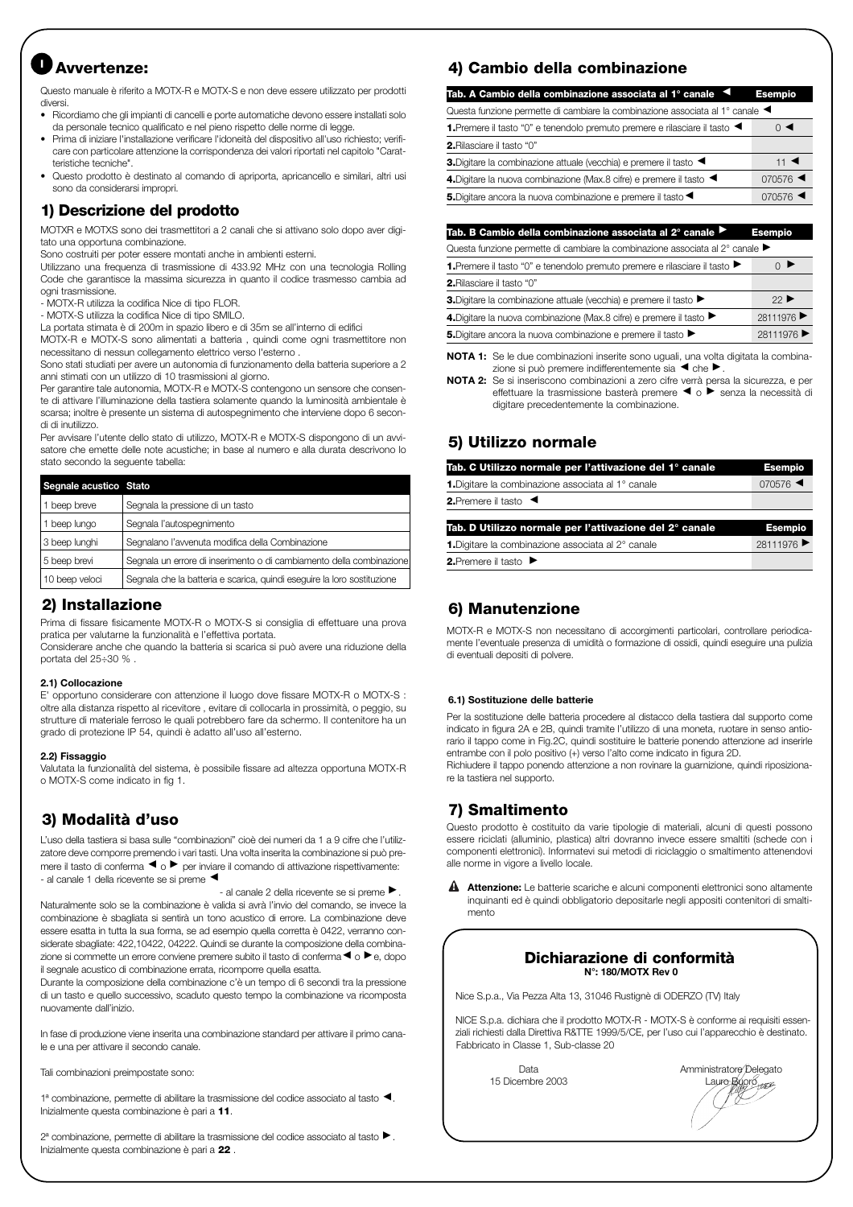# I Avvertenze:

Questo manuale è riferito a MOTX-R e MOTX-S e non deve essere utilizzato per prodotti diversi.

- Ricordiamo che gli impianti di cancelli e porte automatiche devono essere installati solo da personale tecnico qualificato e nel pieno rispetto delle norme di legge.
- Prima di iniziare l'installazione verificare l'idoneità del dispositivo all'uso richiesto; verificare con particolare attenzione la corrispondenza dei valori riportati nel capitolo "Caratteristiche tecniche".
- Questo prodotto è destinato al comando di apriporta, apricancello e similari, altri usi sono da considerarsi impropri.

## 1) Descrizione del prodotto

MOTXR e MOTXS sono dei trasmettitori a 2 canali che si attivano solo dopo aver digitato una opportuna combinazione.

Sono costruiti per poter essere montati anche in ambienti esterni.

Utilizzano una frequenza di trasmissione di 433.92 MHz con una tecnologia Rolling Code che garantisce la massima sicurezza in quanto il codice trasmesso cambia ad ogni trasmissione.

- MOTX-R utilizza la codifica Nice di tipo FLOR.
- MOTX-S utilizza la codifica Nice di tipo SMILO.

La portata stimata è di 200m in spazio libero e di 35m se all'interno di edifici

MOTX-R e MOTX-S sono alimentati a batteria , quindi come ogni trasmettitore non necessitano di nessun collegamento elettrico verso l'esterno .

Sono stati studiati per avere un autonomia di funzionamento della batteria superiore a 2 anni stimati con un utilizzo di 10 trasmissioni al giorno.

Per garantire tale autonomia, MOTX-R e MOTX-S contengono un sensore che consente di attivare l'illuminazione della tastiera solamente quando la luminosità ambientale è scarsa; inoltre è presente un sistema di autospegnimento che interviene dopo 6 secondi di inutilizzo.

Per avvisare l'utente dello stato di utilizzo, MOTX-R e MOTX-S dispongono di un avvisatore che emette delle note acustiche; in base al numero e alla durata descrivono lo stato secondo la seguente tabella:

| Segnale acustico | Stato |
|---|---|
| 1 beep breve | Segnala la pressione di un tasto |
| 1 beep lungo | Segnala l'autospegnimento |
| 3 beep lunghi | Segnalano l'avvenuta modifica della Combinazione |
| 5 beep brevi | Segnala un errore di inserimento o di cambiamento della combinazione |
| 10 beep veloci | Segnala che la batteria e scarica, quindi eseguire la loro sostituzione |

## 2) Installazione

Prima di fissare fisicamente MOTX-R o MOTX-S si consiglia di effettuare una prova pratica per valutarne la funzionalità e l'effettiva portata.

Considerare anche che quando la batteria si scarica si può avere una riduzione della portata del 25÷30 % .

### 2.1) Collocazione

E' opportuno considerare con attenzione il luogo dove fissare MOTX-R o MOTX-S : oltre alla distanza rispetto al ricevitore , evitare di collocarla in prossimità, o peggio, su strutture di materiale ferroso le quali potrebbero fare da schermo. Il contenitore ha un grado di protezione IP 54, quindi è adatto all'uso all'esterno.

### 2.2) Fissaggio

Valutata la funzionalità del sistema, è possibile fissare ad altezza opportuna MOTX-R o MOTX-S come indicato in fig 1.

## 3) Modalità d'uso

L'uso della tastiera si basa sulle "combinazioni" cioè dei numeri da 1 a 9 cifre che l'utilizzatore deve comporre premendo i vari tasti. Una volta inserita la combinazione si può premere il tasto di conferma ◄ o ► per inviare il comando di attivazione rispettivamente:

- al canale 1 della ricevente se si preme ◄
- al canale 2 della ricevente se si preme ►.

Naturalmente solo se la combinazione è valida si avrà l'invio del comando, se invece la combinazione è sbagliata si sentirà un tono acustico di errore. La combinazione deve essere esatta in tutta la sua forma, se ad esempio quella corretta è 0422, verranno considerate sbagliate: 422,10422, 04222. Quindi se durante la composizione della combinazione si commette un errore conviene premere subito il tasto di conferma ◄ o ► e, dopo il segnale acustico di combinazione errata, ricomporre quella esatta.

Durante la composizione della combinazione c'è un tempo di 6 secondi tra la pressione di un tasto e quello successivo, scaduto questo tempo la combinazione va ricomposta nuovamente dall'inizio.

In fase di produzione viene inserita una combinazione standard per attivare il primo canale e una per attivare il secondo canale.

Tali combinazioni preimpostate sono:

1ª combinazione, permette di abilitare la trasmissione del codice associato al tasto ◄. Inizialmente questa combinazione è pari a **11**.

2ª combinazione, permette di abilitare la trasmissione del codice associato al tasto ►. Inizialmente questa combinazione è pari a **22** .

## 4) Cambio della combinazione

| Tab. A Cambio della combinazione associata al 1° canale ◄ | Esempio |
|---|---|
| Questa funzione permette di cambiare la combinazione associata al 1° canale ◄ | |
| **1.** Premere il tasto "0" e tenendolo premuto premere e rilasciare il tasto ◄ | 0 ◄ |
| **2.** Rilasciare il tasto "0" | |
| **3.** Digitare la combinazione attuale (vecchia) e premere il tasto ◄ | 11 ◄ |
| **4.** Digitare la nuova combinazione (Max.8 cifre) e premere il tasto ◄ | 070576 ◄ |
| **5.** Digitare ancora la nuova combinazione e premere il tasto ◄ | 070576 ◄ |

| Tab. B Cambio della combinazione associata al 2° canale ► | Esempio |
|---|---|
| Questa funzione permette di cambiare la combinazione associata al 2° canale ► | |
| **1.** Premere il tasto "0" e tenendolo premuto premere e rilasciare il tasto ► | 0 ► |
| **2.** Rilasciare il tasto "0" | |
| **3.** Digitare la combinazione attuale (vecchia) e premere il tasto ► | 22 ► |
| **4.** Digitare la nuova combinazione (Max.8 cifre) e premere il tasto ► | 28111976 ► |
| **5.** Digitare ancora la nuova combinazione e premere il tasto ► | 28111976 ► |

**NOTA 1:** Se le due combinazioni inserite sono uguali, una volta digitata la combinazione si può premere indifferentemente sia ◄ che ►.

**NOTA 2:** Se si inseriscono combinazioni a zero cifre verrà persa la sicurezza, e per effettuare la trasmissione basterà premere ◄ o ► senza la necessità di digitare precedentemente la combinazione.

## 5) Utilizzo normale

| Tab. C Utilizzo normale per l'attivazione del 1° canale | Esempio |
|---|---|
| **1.** Digitare la combinazione associata al 1° canale | 070576 ◄ |
| **2.** Premere il tasto ◄ | |

| Tab. D Utilizzo normale per l'attivazione del 2° canale | Esempio |
|---|---|
| **1.** Digitare la combinazione associata al 2° canale | 28111976 ► |
| **2.** Premere il tasto ► | |

## 6) Manutenzione

MOTX-R e MOTX-S non necessitano di accorgimenti particolari, controllare periodicamente l'eventuale presenza di umidità o formazione di ossidi, quindi eseguire una pulizia di eventuali depositi di polvere.

### 6.1) Sostituzione delle batterie

Per la sostituzione delle batteria procedere al distacco della tastiera dal supporto come indicato in figura 2A e 2B, quindi tramite l'utilizzo di una moneta, ruotare in senso antiorario il tappo come in Fig.2C, quindi sostituire le batterie ponendo attenzione ad inserirle entrambe con il polo positivo (+) verso l'alto come indicato in figura 2D.

Richiudere il tappo ponendo attenzione a non rovinare la guarnizione, quindi riposizionare la tastiera nel supporto.

## 7) Smaltimento

Questo prodotto è costituito da varie tipologie di materiali, alcuni di questi possono essere riciclati (alluminio, plastica) altri dovranno invece essere smaltiti (schede con i componenti elettronici). Informatevi sui metodi di riciclaggio o smaltimento attenendovi alle norme in vigore a livello locale.

⚠ **Attenzione:** Le batterie scariche e alcuni componenti elettronici sono altamente inquinanti ed è quindi obbligatorio depositarle negli appositi contenitori di smaltimento

## Dichiarazione di conformità

**N°: 180/MOTX Rev 0**

Nice S.p.a., Via Pezza Alta 13, 31046 Rustignè di ODERZO (TV) Italy

NICE S.p.a. dichiara che il prodotto MOTX-R - MOTX-S è conforme ai requisiti essenziali richiesti dalla Direttiva R&TTE 1999/5/CE, per l'uso cui l'apparecchio è destinato. Fabbricato in Classe 1, Sub-classe 20

Data
15 Dicembre 2003

Amministratore Delegato
Lauro Buoro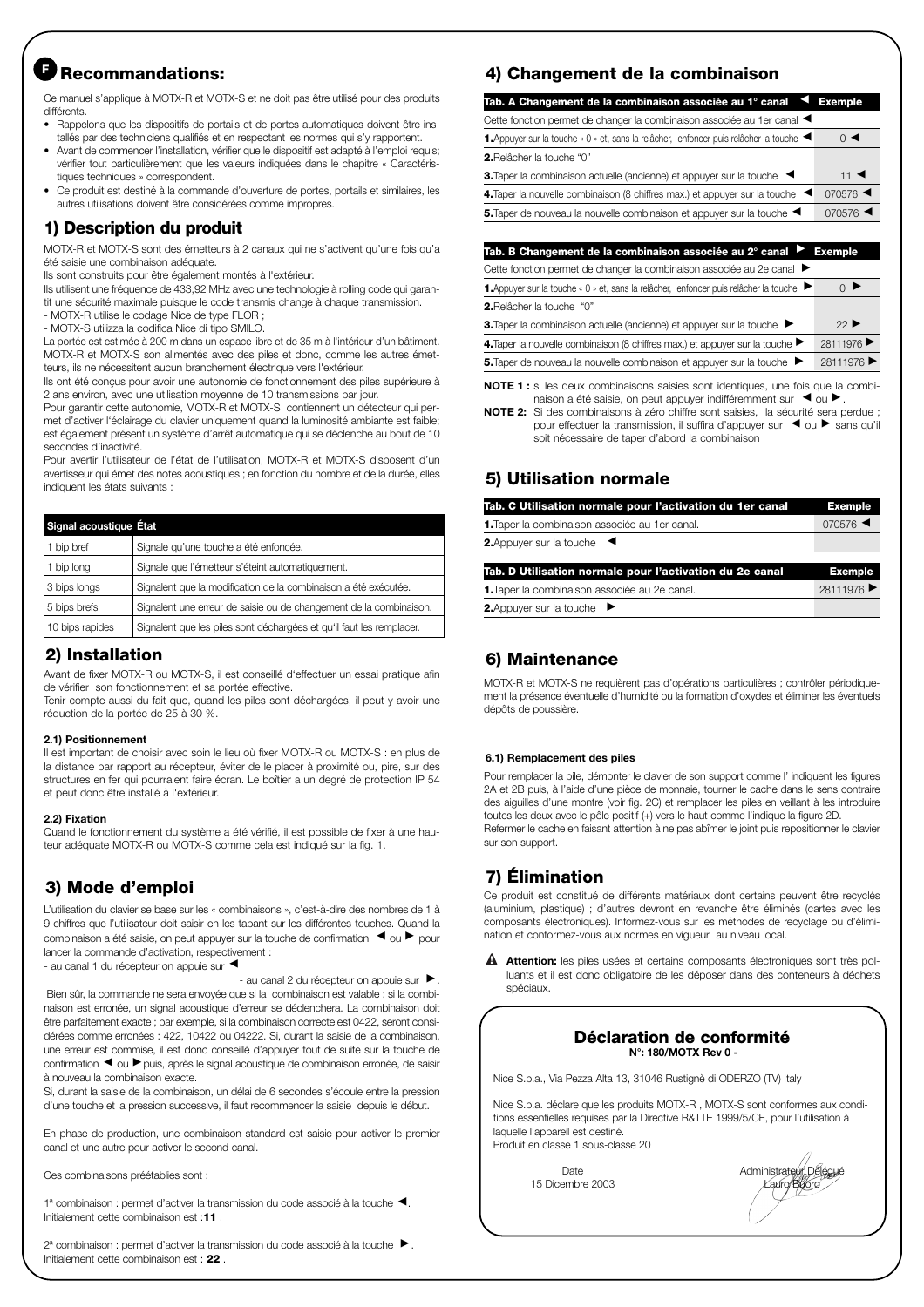# F Recommandations:

Ce manuel s'applique à MOTX-R et MOTX-S et ne doit pas être utilisé pour des produits différents.

- Rappelons que les dispositifs de portails et de portes automatiques doivent être installés par des techniciens qualifiés et en respectant les normes qui s'y rapportent.
- Avant de commencer l'installation, vérifier que le dispositif est adapté à l'emploi requis; vérifier tout particulièrement que les valeurs indiquées dans le chapitre « Caractéristiques techniques » correspondent.
- Ce produit est destiné à la commande d'ouverture de portes, portails et similaires, les autres utilisations doivent être considérées comme impropres.

## 1) Description du produit

MOTX-R et MOTX-S sont des émetteurs à 2 canaux qui ne s'activent qu'une fois qu'a été saisie une combinaison adéquate.

Ils sont construits pour être également montés à l'extérieur.

Ils utilisent une fréquence de 433,92 MHz avec une technologie à rolling code qui garantit une sécurité maximale puisque le code transmis change à chaque transmission.

- MOTX-R utilise le codage Nice de type FLOR ;
- MOTX-S utilizza la codifica Nice di tipo SMILO.

La portée est estimée à 200 m dans un espace libre et de 35 m à l'intérieur d'un bâtiment. MOTX-R et MOTX-S sont alimentés avec des piles et donc, comme les autres émetteurs, ils ne nécessitent aucun branchement électrique vers l'extérieur.

Ils ont été conçus pour avoir une autonomie de fonctionnement des piles supérieure à 2 ans environ, avec une utilisation moyenne de 10 transmissions par jour.

Pour garantir cette autonomie, MOTX-R et MOTX-S contiennent un détecteur qui permet d'activer l'éclairage du clavier uniquement quand la luminosité ambiante est faible; est également présent un système d'arrêt automatique qui se déclenche au bout de 10 secondes d'inactivité.

Pour avertir l'utilisateur de l'état de l'utilisation, MOTX-R et MOTX-S disposent d'un avertisseur qui émet des notes acoustiques ; en fonction du nombre et de la durée, elles indiquent les états suivants :

| Signal acoustique | État |
|---|---|
| 1 bip bref | Signale qu'une touche a été enfoncée. |
| 1 bip long | Signale que l'émetteur s'éteint automatiquement. |
| 3 bips longs | Signalent que la modification de la combinaison a été exécutée. |
| 5 bips brefs | Signalent une erreur de saisie ou de changement de la combinaison. |
| 10 bips rapides | Signalent que les piles sont déchargées et qu'il faut les remplacer. |

## 2) Installation

Avant de fixer MOTX-R ou MOTX-S, il est conseillé d'effectuer un essai pratique afin de vérifier son fonctionnement et sa portée effective.

Tenir compte aussi du fait que, quand les piles sont déchargées, il peut y avoir une réduction de la portée de 25 à 30 %.

### 2.1) Positionnement

Il est important de choisir avec soin le lieu où fixer MOTX-R ou MOTX-S : en plus de la distance par rapport au récepteur, éviter de le placer à proximité ou, pire, sur des structures en fer qui pourraient faire écran. Le boîtier a un degré de protection IP 54 et peut donc être installé à l'extérieur.

### 2.2) Fixation

Quand le fonctionnement du système a été vérifié, il est possible de fixer à une hauteur adéquate MOTX-R ou MOTX-S comme cela est indiqué sur la fig. 1.

## 3) Mode d'emploi

L'utilisation du clavier se base sur les « combinaisons », c'est-à-dire des nombres de 1 à 9 chiffres que l'utilisateur doit saisir en les tapant sur les différentes touches. Quand la combinaison a été saisie, on peut appuyer sur la touche de confirmation ◄ ou ► pour lancer la commande d'activation, respectivement :

- au canal 1 du récepteur on appuie sur ◄
- au canal 2 du récepteur on appuie sur ►.

Bien sûr, la commande ne sera envoyée que si la combinaison est valable ; si la combinaison est erronée, un signal acoustique d'erreur se déclenchera. La combinaison doit être parfaitement exacte ; par exemple, si la combinaison correcte est 0422, seront considérées comme erronées : 422, 10422 ou 04222. Si, durant la saisie de la combinaison, une erreur est commise, il est donc conseillé d'appuyer tout de suite sur la touche de confirmation ◄ ou ► puis, après le signal acoustique de combinaison erronée, de saisir à nouveau la combinaison exacte.

Si, durant la saisie de la combinaison, un délai de 6 secondes s'écoule entre la pression d'une touche et la pression successive, il faut recommencer la saisie depuis le début.

En phase de production, une combinaison standard est saisie pour activer le premier canal et une autre pour activer le second canal.

Ces combinaisons préétablies sont :

1ª combinaison : permet d'activer la transmission du code associé à la touche ◄. Initialement cette combinaison est :**11** .

2ª combinaison : permet d'activer la transmission du code associé à la touche ►. Initialement cette combinaison est : **22** .

## 4) Changement de la combinaison

| Tab. A Changement de la combinaison associée au 1° canal ◄ | Exemple |
|---|---|
| Cette fonction permet de changer la combinaison associée au 1er canal ◄ | |
| **1.** Appuyer sur la touche « 0 » et, sans la relâcher, enfoncer puis relâcher la touche ◄ | 0 ◄ |
| **2.** Relâcher la touche "0" | |
| **3.** Taper la combinaison actuelle (ancienne) et appuyer sur la touche ◄ | 11 ◄ |
| **4.** Taper la nouvelle combinaison (8 chiffres max.) et appuyer sur la touche ◄ | 070576 ◄ |
| **5.** Taper de nouveau la nouvelle combinaison et appuyer sur la touche ◄ | 070576 ◄ |

| Tab. B Changement de la combinaison associée au 2° canal ► | Exemple |
|---|---|
| Cette fonction permet de changer la combinaison associée au 2e canal ► | |
| **1.** Appuyer sur la touche « 0 » et, sans la relâcher, enfoncer puis relâcher la touche ► | 0 ► |
| **2.** Relâcher la touche "0" | |
| **3.** Taper la combinaison actuelle (ancienne) et appuyer sur la touche ► | 22 ► |
| **4.** Taper la nouvelle combinaison (8 chiffres max.) et appuyer sur la touche ► | 28111976 ► |
| **5.** Taper de nouveau la nouvelle combinaison et appuyer sur la touche ► | 28111976 ► |

**NOTE 1 :** si les deux combinaisons saisies sont identiques, une fois que la combinaison a été saisie, on peut appuyer indifféremment sur ◄ ou ►.

**NOTE 2:** Si des combinaisons à zéro chiffre sont saisies, la sécurité sera perdue ; pour effectuer la transmission, il suffira d'appuyer sur ◄ ou ► sans qu'il soit nécessaire de taper d'abord la combinaison

## 5) Utilisation normale

| Tab. C Utilisation normale pour l'activation du 1er canal | Exemple |
|---|---|
| **1.** Taper la combinaison associée au 1er canal. | 070576 ◄ |
| **2.** Appuyer sur la touche ◄ | |

| Tab. D Utilisation normale pour l'activation du 2e canal | Exemple |
|---|---|
| **1.** Taper la combinaison associée au 2e canal. | 28111976 ► |
| **2.** Appuyer sur la touche ► | |

## 6) Maintenance

MOTX-R et MOTX-S ne requièrent pas d'opérations particulières ; contrôler périodiquement la présence éventuelle d'humidité ou la formation d'oxydes et éliminer les éventuels dépôts de poussière.

### 6.1) Remplacement des piles

Pour remplacer la pile, démonter le clavier de son support comme l' indiquent les figures 2A et 2B puis, à l'aide d'une pièce de monnaie, tourner le cache dans le sens contraire des aiguilles d'une montre (voir fig. 2C) et remplacer les piles en veillant à les introduire toutes les deux avec le pôle positif (+) vers le haut comme l'indique la figure 2D.

Refermer le cache en faisant attention à ne pas abîmer le joint puis repositionner le clavier sur son support.

## 7) Élimination

Ce produit est constitué de différents matériaux dont certains peuvent être recyclés (aluminium, plastique) ; d'autres devront en revanche être éliminés (cartes avec les composants électroniques). Informez-vous sur les méthodes de recyclage ou d'élimination et conformez-vous aux normes en vigueur au niveau local.

⚠ **Attention:** les piles usées et certains composants électroniques sont très polluants et il est donc obligatoire de les déposer dans des conteneurs à déchets spéciaux.

### Déclaration de conformité

**N°: 180/MOTX Rev 0 -**

Nice S.p.a., Via Pezza Alta 13, 31046 Rustignè di ODERZO (TV) Italy

Nice S.p.a. déclare que les produits MOTX-R , MOTX-S sont conformes aux conditions essentielles requises par la Directive R&TTE 1999/5/CE, pour l'utilisation à laquelle l'appareil est destiné.

Produit en classe 1 sous-classe 20

Date
15 Dicembre 2003

Administrateur Délégué
Lauro Buoro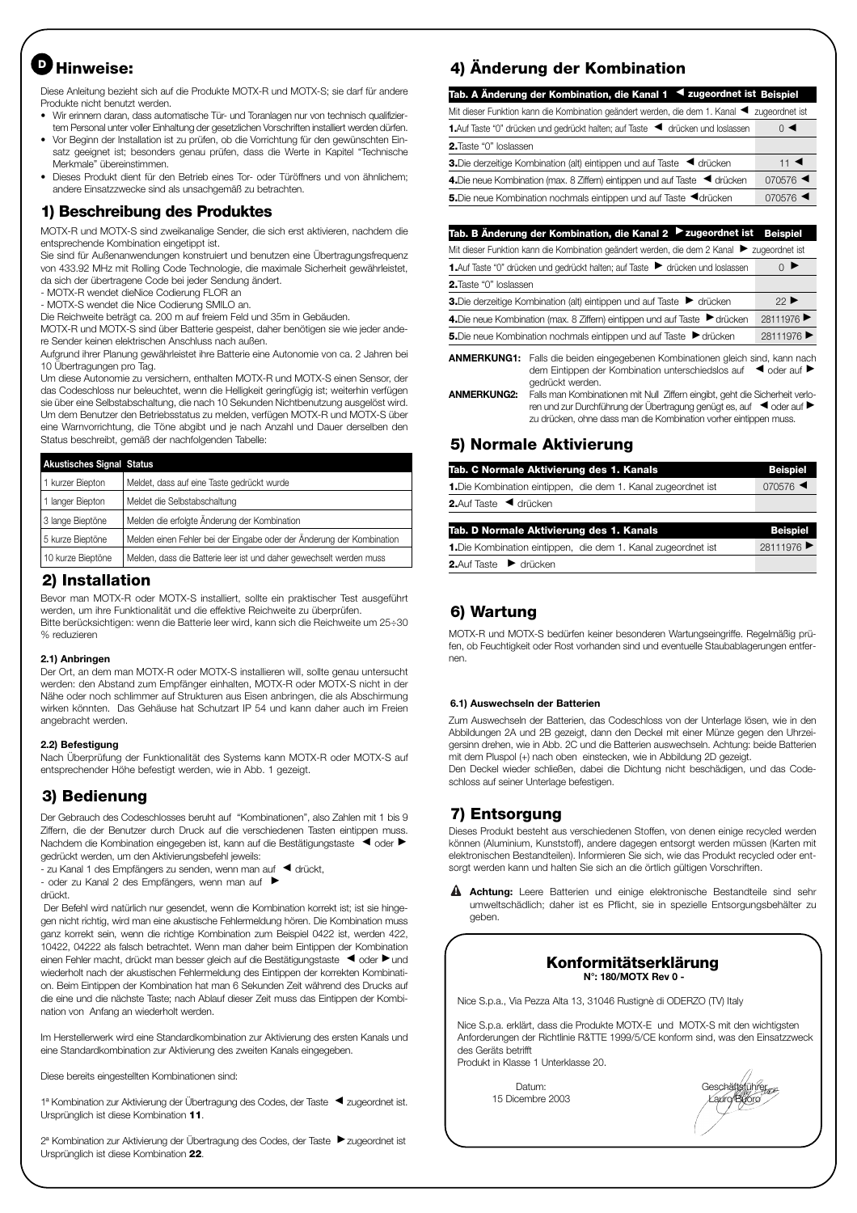## D Hinweise:

Diese Anleitung bezieht sich auf die Produkte MOTX-R und MOTX-S; sie darf für andere Produkte nicht benutzt werden.

- Wir erinnern daran, dass automatische Tür- und Toranlagen nur von technisch qualifiziertem Personal unter voller Einhaltung der gesetzlichen Vorschriften installiert werden dürfen.
- Vor Beginn der Installation ist zu prüfen, ob die Vorrichtung für den gewünschten Einsatz geeignet ist; besonders genau prüfen, dass die Werte in Kapitel "Technische Merkmale" übereinstimmen.
- Dieses Produkt dient für den Betrieb eines Tor- oder Türöffners und von ähnlichem; andere Einsatzzwecke sind als unsachgemäß zu betrachten.

## 1) Beschreibung des Produktes

MOTX-R und MOTX-S sind zweikanalige Sender, die sich erst aktivieren, nachdem die entsprechende Kombination eingetippt ist.

Sie sind für Außenanwendungen konstruiert und benutzen eine Übertragungsfrequenz von 433.92 MHz mit Rolling Code Technologie, die maximale Sicherheit gewährleistet, da sich der übertragene Code bei jeder Sendung ändert.

- MOTX-R wendet dieNice Codierung FLOR an
- MOTX-S wendet die Nice Codierung SMILO an.

Die Reichweite beträgt ca. 200 m auf freiem Feld und 35m in Gebäuden.

MOTX-R und MOTX-S sind über Batterie gespeist, daher benötigen sie wie jeder andere Sender keinen elektrischen Anschluss nach außen.

Aufgrund ihrer Planung gewährleistet ihre Batterie eine Autonomie von ca. 2 Jahren bei 10 Übertragungen pro Tag.

Um diese Autonomie zu versichern, enthalten MOTX-R und MOTX-S einen Sensor, der das Codeschloss nur beleuchtet, wenn die Helligkeit geringfügig ist; weiterhin verfügen sie über eine Selbstabschaltung, die nach 10 Sekunden Nichtbenutzung ausgelöst wird. Um dem Benutzer den Betriebsstatus zu melden, verfügen MOTX-R und MOTX-S über eine Warnvorrichtung, die Töne abgibt und je nach Anzahl und Dauer derselben den Status beschreibt, gemäß der nachfolgenden Tabelle:

| Akustisches Signal | Status |
|---|---|
| 1 kurzer Biepton | Meldet, dass auf eine Taste gedrückt wurde |
| 1 langer Biepton | Meldet die Selbstabschaltung |
| 3 lange Bieptöne | Melden die erfolgte Änderung der Kombination |
| 5 kurze Bieptöne | Melden einen Fehler bei der Eingabe oder der Änderung der Kombination |
| 10 kurze Bieptöne | Melden, dass die Batterie leer ist und daher gewechselt werden muss |

## 2) Installation

Bevor man MOTX-R oder MOTX-S installiert, sollte ein praktischer Test ausgeführt werden, um ihre Funktionalität und die effektive Reichweite zu überprüfen.
Bitte berücksichtigen: wenn die Batterie leer wird, kann sich die Reichweite um 25÷30 % reduzieren

### 2.1) Anbringen

Der Ort, an dem man MOTX-R oder MOTX-S installieren will, sollte genau untersucht werden: den Abstand zum Empfänger einhalten, MOTX-R oder MOTX-S nicht in der Nähe oder noch schlimmer auf Strukturen aus Eisen anbringen, die als Abschirmung wirken könnten. Das Gehäuse hat Schutzart IP 54 und kann daher auch im Freien angebracht werden.

### 2.2) Befestigung

Nach Überprüfung der Funktionalität des Systems kann MOTX-R oder MOTX-S auf entsprechender Höhe befestigt werden, wie in Abb. 1 gezeigt.

## 3) Bedienung

Der Gebrauch des Codeschlosses beruht auf "Kombinationen", also Zahlen mit 1 bis 9 Ziffern, die der Benutzer durch Druck auf die verschiedenen Tasten eintippen muss. Nachdem die Kombination eingegeben ist, kann auf die Bestätigungstaste ◄ oder ► gedrückt werden, um den Aktivierungsbefehl jeweils:

- zu Kanal 1 des Empfängers zu senden, wenn man auf ◄ drückt,
- oder zu Kanal 2 des Empfängers, wenn man auf ►

drückt.

Der Befehl wird natürlich nur gesendet, wenn die Kombination korrekt ist; ist sie hingegen nicht richtig, wird man eine akustische Fehlermeldung hören. Die Kombination muss ganz korrekt sein, wenn die richtige Kombination zum Beispiel 0422 ist, werden 422, 10422, 04222 als falsch betrachtet. Wenn man daher beim Eintippen der Kombination einen Fehler macht, drückt man besser gleich auf die Bestätigungstaste ◄ oder ► und wiederholt nach der akustischen Fehlermeldung das Eintippen der korrekten Kombination. Beim Eintippen der Kombination hat man 6 Sekunden Zeit während des Drucks auf die eine und die nächste Taste; nach Ablauf dieser Zeit muss das Eintippen der Kombination von Anfang an wiederholt werden.

Im Herstellerwerk wird eine Standardkombination zur Aktivierung des ersten Kanals und eine Standardkombination zur Aktivierung des zweiten Kanals eingegeben.

Diese bereits eingestellten Kombinationen sind:

1ª Kombination zur Aktivierung der Übertragung des Codes, der Taste ◄ zugeordnet ist. Ursprünglich ist diese Kombination **11**.

2ª Kombination zur Aktivierung der Übertragung des Codes, der Taste ► zugeordnet ist Ursprünglich ist diese Kombination **22**.

## 4) Änderung der Kombination

| Tab. A Änderung der Kombination, die Kanal 1 ◄ zugeordnet ist | Beispiel |
|---|---|
| Mit dieser Funktion kann die Kombination geändert werden, die dem 1. Kanal ◄ zugeordnet ist | |
| **1.** Auf Taste "0" drücken und gedrückt halten; auf Taste ◄ drücken und loslassen | 0 ◄ |
| **2.** Taste "0" loslassen | |
| **3.** Die derzeitige Kombination (alt) eintippen und auf Taste ◄ drücken | 11 ◄ |
| **4.** Die neue Kombination (max. 8 Ziffern) eintippen und auf Taste ◄ drücken | 070576 ◄ |
| **5.** Die neue Kombination nochmals eintippen und auf Taste ◄ drücken | 070576 ◄ |

| Tab. B Änderung der Kombination, die Kanal 2 ► zugeordnet ist | Beispiel |
|---|---|
| Mit dieser Funktion kann die Kombination geändert werden, die dem 2 Kanal ► zugeordnet ist | |
| **1.** Auf Taste "0" drücken und gedrückt halten; auf Taste ► drücken und loslassen | 0 ► |
| **2.** Taste "0" loslassen | |
| **3.** Die derzeitige Kombination (alt) eintippen und auf Taste ► drücken | 22 ► |
| **4.** Die neue Kombination (max. 8 Ziffern) eintippen und auf Taste ► drücken | 28111976 ► |
| **5.** Die neue Kombination nochmals eintippen und auf Taste ► drücken | 28111976 ► |

**ANMERKUNG1:** Falls die beiden eingegebenen Kombinationen gleich sind, kann nach dem Eintippen der Kombination unterschiedslos auf ◄ oder auf ► gedrückt werden.

**ANMERKUNG2:** Falls man Kombinationen mit Null Ziffern eingibt, geht die Sicherheit verloren und zur Durchführung der Übertragung genügt es, auf ◄ oder auf ► zu drücken, ohne dass man die Kombination vorher eintippen muss.

## 5) Normale Aktivierung

| Tab. C Normale Aktivierung des 1. Kanals | Beispiel |
|---|---|
| **1.** Die Kombination eintippen, die dem 1. Kanal zugeordnet ist | 070576 ◄ |
| **2.** Auf Taste ◄ drücken | |

| Tab. D Normale Aktivierung des 1. Kanals | Beispiel |
|---|---|
| **1.** Die Kombination eintippen, die dem 1. Kanal zugeordnet ist | 28111976 ► |
| **2.** Auf Taste ► drücken | |

## 6) Wartung

MOTX-R und MOTX-S bedürfen keiner besonderen Wartungseingriffe. Regelmäßig prüfen, ob Feuchtigkeit oder Rost vorhanden sind und eventuelle Staubablagerungen entfernen.

### 6.1) Auswechseln der Batterien

Zum Auswechseln der Batterien, das Codeschloss von der Unterlage lösen, wie in den Abbildungen 2A und 2B gezeigt, dann den Deckel mit einer Münze gegen den Uhrzeigersinn drehen, wie in Abb. 2C und die Batterien auswechseln. Achtung: beide Batterien mit dem Pluspol (+) nach oben einstecken, wie in Abbildung 2D gezeigt.
Den Deckel wieder schließen, dabei die Dichtung nicht beschädigen, und das Codeschloss auf seiner Unterlage befestigen.

## 7) Entsorgung

Dieses Produkt besteht aus verschiedenen Stoffen, von denen einige recycled werden können (Aluminium, Kunststoff), andere dagegen entsorgt werden müssen (Karten mit elektronischen Bestandteilen). Informieren Sie sich, wie das Produkt recycled oder entsorgt werden kann und halten Sie sich an die örtlich gültigen Vorschriften.

⚠ **Achtung:** Leere Batterien und einige elektronische Bestandteile sind sehr umweltschädlich; daher ist es Pflicht, sie in spezielle Entsorgungsbehälter zu geben.

### Konformitätserklärung
**N°: 180/MOTX Rev 0 -**

Nice S.p.a., Via Pezza Alta 13, 31046 Rustignè di ODERZO (TV) Italy

Nice S.p.a. erklärt, dass die Produkte MOTX-E und MOTX-S mit den wichtigsten Anforderungen der Richtlinie R&TTE 1999/5/CE konform sind, was den Einsatzzweck des Geräts betrifft
Produkt in Klasse 1 Unterklasse 20.

Datum:
15 Dicembre 2003

Geschäftsführer
Lauro Buoro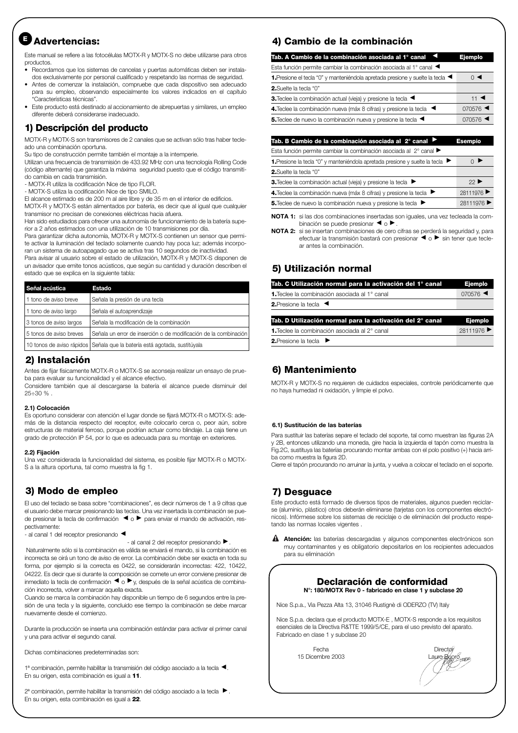# E Advertencias:

Este manual se refiere a las fotocélulas MOTX-R y MOTX-S no debe utilizarse para otros productos.

- Recordamos que los sistemas de cancelas y puertas automáticas deben ser instalados exclusivamente por personal cualificado y respetando las normas de seguridad.
- Antes de comenzar la instalación, compruebe que cada dispositivo sea adecuado para su empleo, observando especialmente los valores indicados en el capítulo "Características técnicas".
- Este producto está destinado al accionamiento de abrepuertas y similares, un empleo diferente deberá considerarse inadecuado.

## 1) Descripción del producto

MOTX-R y MOTX-S son transmisores de 2 canales que se activan sólo tras haber tecleado una combinación oportuna.

Su tipo de construcción permite también el montaje a la intemperie.

Utilizan una frecuencia de transmisión de 433.92 MHz con una tecnología Rolling Code (código alternante) que garantiza la máxima seguridad puesto que el código transmitido cambia en cada transmisión.

- MOTX-R utiliza la codificación Nice de tipo FLOR.
- MOTX-S utiliza la codificación Nice de tipo SMILO.

El alcance estimado es de 200 m al aire libre y de 35 m en el interior de edificios.

MOTX-R y MOTX-S están alimentados por batería, es decir que al igual que cualquier transmisor no precisan de conexiones eléctricas hacia afuera.

Han sido estudiados para ofrecer una autonomía de funcionamiento de la batería superior a 2 años estimados con una utilización de 10 transmisiones por día.

Para garantizar dicha autonomía, MOTX-R y MOTX-S contienen un sensor que permite activar la iluminación del teclado solamente cuando hay poca luz; además incorporan un sistema de autoapagado que se activa tras 10 segundos de inactividad.

Para avisar al usuario sobre el estado de utilización, MOTX-R y MOTX-S disponen de un avisador que emite tonos acústicos, que según su cantidad y duración describen el estado que se explica en la siguiente tabla:

| Señal acústica | Estado |
|---|---|
| 1 tono de aviso breve | Señala la presión de una tecla |
| 1 tono de aviso largo | Señala el autoaprendizaje |
| 3 tonos de aviso largos | Señala la modificación de la combinación |
| 5 tonos de aviso breves | Señala un error de inserción o de modificación de la combinación |
| 10 tonos de aviso rápidos | Señala que la batería está agotada, sustitúyala |

## 2) Instalación

Antes de fijar físicamente MOTX-R o MOTX-S se aconseja realizar un ensayo de prueba para evaluar su funcionalidad y el alcance efectivo.

Considere también que al descargarse la batería el alcance puede disminuir del 25÷30 % .

### 2.1) Colocación

Es oportuno considerar con atención el lugar donde se fijará MOTX-R o MOTX-S: además de la distancia respecto del receptor, evite colocarlo cerca o, peor aún, sobre estructuras de material ferroso, porque podrían actuar como blindaje. La caja tiene un grado de protección IP 54, por lo que es adecuada para su montaje en exteriores.

### 2.2) Fijación

Una vez considerada la funcionalidad del sistema, es posible fijar MOTX-R o MOTX-S a la altura oportuna, tal como muestra la fig 1.

## 3) Modo de empleo

El uso del teclado se basa sobre "combinaciones", es decir números de 1 a 9 cifras que el usuario debe marcar presionando las teclas. Una vez insertada la combinación se puede presionar la tecla de confirmación ◄ o ► para enviar el mando de activación, respectivamente:

- al canal 1 del receptor presionando ◄
- al canal 2 del receptor presionando ►.

Naturalmente sólo si la combinación es válida se enviará el mando, si la combinación es incorrecta se oirá un tono de aviso de error. La combinación debe ser exacta en toda su forma, por ejemplo si la correcta es 0422, se considerarán incorrectas: 422, 10422, 04222. Es decir que si durante la composición se comete un error conviene presionar de inmediato la tecla de confirmación ◄ o ► y, después de la señal acústica de combinación incorrecta, volver a marcar aquella exacta.

Cuando se marca la combinación hay disponible un tiempo de 6 segundos entre la presión de una tecla y la siguiente, concluido ese tiempo la combinación se debe marcar nuevamente desde el comienzo.

Durante la producción se inserta una combinación estándar para activar el primer canal y una para activar el segundo canal.

Dichas combinaciones predeterminadas son:

1ª combinación, permite habilitar la transmisión del código asociado a la tecla ◄. En su origen, esta combinación es igual a **11**.

2ª combinación, permite habilitar la transmisión del código asociado a la tecla ►. En su origen, esta combinación es igual a **22**.

## 4) Cambio de la combinación

| Tab. A Cambio de la combinación asociada al 1° canal ◄ | Ejemplo |
|---|---|
| Esta función permite cambiar la combinación asociada al 1° canal ◄ | |
| **1.** Presione el tecla "0" y manteniéndola apretada presione y suelte la tecla ◄ | 0 ◄ |
| **2.** Suelte la tecla "0" | |
| **3.** Teclee la combinación actual (vieja) y presione la tecla ◄ | 11 ◄ |
| **4.** Teclee la combinación nueva (máx 8 cifras) y presione la tecla ◄ | 070576 ◄ |
| **5.** Teclee de nuevo la combinación nueva y presione la tecla ◄ | 070576 ◄ |

| Tab. B Cambio de la combinación asociada al 2° canal ► | Esempio |
|---|---|
| Esta función permite cambiar la combinación asociada al 2° canal ► | |
| **1.** Presione la tecla "0" y manteniéndola apretada presione y suelte la tecla ► | 0 ► |
| **2.** Suelte la tecla "0" | |
| **3.** Teclee la combinación actual (vieja) y presione la tecla ► | 22 ► |
| **4.** Teclee la combinación nueva (máx 8 cifras) y presione la tecla ► | 28111976 ► |
| **5.** Teclee de nuevo la combinación nueva y presione la tecla ► | 28111976 ► |

**NOTA 1:** si las dos combinaciones insertadas son iguales, una vez tecleada la combinación se puede presionar ◄ o ►.

**NOTA 2:** si se insertan combinaciones de cero cifras se perderá la seguridad y, para efectuar la transmisión bastará con presionar ◄ o ► sin tener que teclear antes la combinación.

## 5) Utilización normal

| Tab. C Utilización normal para la activación del 1° canal | Ejemplo |
|---|---|
| **1.** Teclee la combinación asociada al 1° canal | 070576 ◄ |
| **2.** Presione la tecla ◄ | |

| Tab. D Utilización normal para la activación del 2° canal | Ejemplo |
|---|---|
| **1.** Teclee la combinación asociada al 2° canal | 28111976 ► |
| **2.** Presione la tecla ► | |

## 6) Mantenimiento

MOTX-R y MOTX-S no requieren de cuidados especiales, controle periódicamente que no haya humedad ni oxidación, y limpie el polvo.

### 6.1) Sustitución de las baterías

Para sustituir las baterías separe el teclado del soporte, tal como muestran las figuras 2A y 2B, entonces utilizando una moneda, gire hacia la izquierda el tapón como muestra la Fig.2C, sustituya las baterías procurando montar ambas con el polo positivo (+) hacia arriba como muestra la figura 2D.

Cierre el tapón procurando no arruinar la junta, y vuelva a colocar el teclado en el soporte.

## 7) Desguace

Este producto está formado de diversos tipos de materiales, algunos pueden reciclarse (aluminio, plástico) otros deberán eliminarse (tarjetas con los componentes electrónicos). Infórmese sobre los sistemas de reciclaje o de eliminación del producto respetando las normas locales vigentes .

⚠ **Atención:** las baterías descargadas y algunos componentes electrónicos son muy contaminantes y es obligatorio depositarlos en los recipientes adecuados para su eliminación

### Declaración de conformidad

**N°: 180/MOTX Rev 0 - fabricado en clase 1 y subclase 20**

Nice S.p.a., Via Pezza Alta 13, 31046 Rustignè di ODERZO (TV) Italy

Nice S.p.a. declara que el producto MOTX-E , MOTX-S responde a los requisitos esenciales de la Directiva R&TTE 1999/5/CE, para el uso previsto del aparato. Fabricado en clase 1 y subclase 20

Fecha
15 Dicembre 2003

Director
Lauro Buoro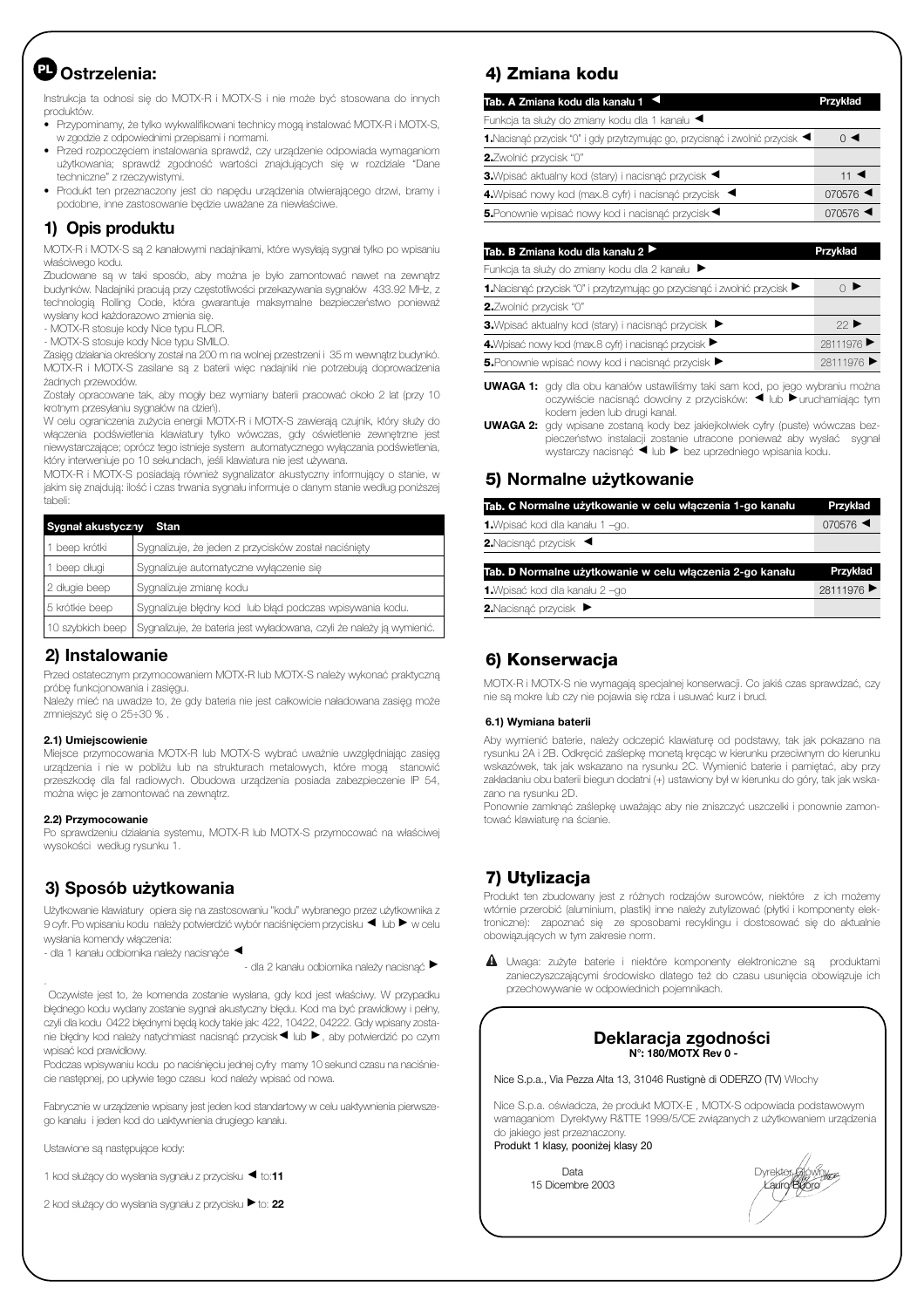# PL Ostrzelenia:

Instrukcja ta odnosi się do MOTX-R i MOTX-S i nie może być stosowana do innych produktów.

- Przypominamy, że tylko wykwalifikowani technicy mogą instalować MOTX-R i MOTX-S, w zgodzie z odpowiednimi przepisami i normami.
- Przed rozpoczęciem instalowania sprawdź, czy urządzenie odpowiada wymaganiom użytkowania; sprawdź zgodność wartości znajdujących się w rozdziale "Dane techniczne" z rzeczywistymi.
- Produkt ten przeznaczony jest do napędu urządzenia otwierającego drzwi, bramy i podobne, inne zastosowanie będzie uważane za niewłaściwe.

## 1) Opis produktu

MOTX-R i MOTX-S są 2 kanałowymi nadajnikami, które wysyłają sygnał tylko po wpisaniu właściwego kodu.

Zbudowane są w taki sposób, aby można je było zamontować nawet na zewnątrz budynków. Nadajniki pracują przy częstotliwości przekazywania sygnałów 433.92 MHz, z technologią Rolling Code, która gwarantuje maksymalne bezpieczeństwo ponieważ wysłany kod każdorazowo zmienia się.

- MOTX-R stosuje kody Nice typu FLOR.
- MOTX-S stosuje kody Nice typu SMILO.

Zasięg działania określony został na 200 m na wolnej przestrzeni i 35 m wewnątrz budynkó. MOTX-R i MOTX-S zasilane są z baterii więc nadajniki nie potrzebują doprowadzenia żadnych przewodów.

Zostały opracowane tak, aby mogły bez wymiany baterii pracować około 2 lat (przy 10 krotnym przesyłaniu sygnałów na dzień).

W celu ograniczenia zużycia energii MOTX-R i MOTX-S zawierają czujnik, który służy do włączenia podświetlenia klawiatury tylko wówczas, gdy oświetlenie zewnętrzne jest niewystarczające; oprócz tego istnieje system automatycznego wyłączania podświetlenia, który interweniuje po 10 sekundach, jeśli klawiatura nie jest używana.

MOTX-R i MOTX-S posiadają również sygnalizator akustyczny informujący o stanie, w jakim się znajdują: ilość i czas trwania sygnału informuje o danym stanie według poniższej tabeli:

| Sygnał akustyczny | Stan |
|---|---|
| 1 beep krótki | Sygnalizuje, że jeden z przycisków został naciśnięty |
| 1 beep długi | Sygnalizuje automatyczne wyłączenie się |
| 2 długie beep | Sygnalizuje zmianę kodu |
| 5 krótkie beep | Sygnalizuje błędny kod lub błąd podczas wpisywania kodu. |
| 10 szybkich beep | Sygnalizuje, że bateria jest wyładowana, czyli że należy ją wymienić. |

## 2) Instalowanie

Przed ostatecznym przymocowaniem MOTX-R lub MOTX-S należy wykonać praktyczną próbę funkcjonowania i zasięgu.

Należy mieć na uwadze to, że gdy bateria nie jest całkowicie naładowana zasięg może zmniejszyć się o 25÷30 % .

### 2.1) Umiejscowienie

Miejsce przymocowania MOTX-R lub MOTX-S wybrać uważnie uwzględniając zasięg urządzenia i nie w pobliżu lub na strukturach metalowych, które mogą stanowić przeszkodę dla fal radiowych. Obudowa urządzenia posiada zabezpieczenie IP 54, można więc je zamontować na zewnątrz.

### 2.2) Przymocowanie

Po sprawdzeniu działania systemu, MOTX-R lub MOTX-S przymocować na właściwej wysokości według rysunku 1.

## 3) Sposób użytkowania

Użytkowanie klawiatury opiera się na zastosowaniu "kodu" wybranego przez użytkownika z 9 cyfr. Po wpisaniu kodu należy potwierdzić wybór naciśnięciem przycisku ◄ lub ► w celu wysłania komendy włączenia:

- dla 1 kanału odbiornika należy nacisnąće ◄
- dla 2 kanału odbiornika należy nacisnąć ►

Oczywiste jest to, że komenda zostanie wysłana, gdy kod jest właściwy. W przypadku błędnego kodu wydany zostanie sygnał akustyczny błędu. Kod ma być prawidłowy i pełny, czyli dla kodu 0422 błędnymi będą kody takie jak: 422, 10422, 04222. Gdy wpisany zostanie błędny kod należy natychmiast nacisnąć przycisk ◄ lub ►, aby potwierdzić po czym wpisać kod prawidłowy.

Podczas wpisywaniu kodu po naciśnięciu jednej cyfry mamy 10 sekund czasu na naciśniecie następnej, po upływie tego czasu kod należy wpisać od nowa.

Fabrycznie w urządzenie wpisany jest jeden kod standartowy w celu uaktywnienia pierwszego kanału i jeden kod do uaktywnienia drugiego kanału.

Ustawione są następujące kody:

1 kod służący do wysłania sygnału z przycisku ◄ to: **11**

2 kod służący do wysłania sygnału z przycisku ► to: **22**

## 4) Zmiana kodu

| Tab. A Zmiana kodu dla kanału 1 ◄ | Przykład |
|---|---|
| Funkcja ta służy do zmiany kodu dla 1 kanału ◄ | |
| **1.** Nacisnąć przycisk "0" i gdy przytrzymując go, przycisnąć i zwolnić przycisk ◄ | 0 ◄ |
| **2.** Zwolnić przycisk "0" | |
| **3.** Wpisać aktualny kod (stary) i nacisnąć przycisk ◄ | 11 ◄ |
| **4.** Wpisać nowy kod (max.8 cyfr) i nacisnąć przycisk ◄ | 070576 ◄ |
| **5.** Ponownie wpisać nowy kod i nacisnąć przycisk ◄ | 070576 ◄ |

| Tab. B Zmiana kodu dla kanału 2 ► | Przykład |
|---|---|
| Funkcja ta służy do zmiany kodu dla 2 kanału ► | |
| **1.** Nacisnąć przycisk "0" i przytrzymując go przycisnąć i zwolnić przycisk ► | 0 ► |
| **2.** Zwolnić przycisk "0" | |
| **3.** Wpisać aktualny kod (stary) i nacisnąć przycisk ► | 22 ► |
| **4.** Wpisać nowy kod (max.8 cyfr) i nacisnąć przycisk ► | 28111976 ► |
| **5.** Ponownie wpisać nowy kod i nacisnąć przycisk ► | 28111976 ► |

**UWAGA 1:** gdy dla obu kanałów ustawiliśmy taki sam kod, po jego wybraniu można oczywiście nacisnąć dowolny z przycisków: ◄ lub ► uruchamiając tym kodem jeden lub drugi kanał.

**UWAGA 2:** gdy wpisane zostaną kody bez jakiejkolwiek cyfry (puste) wówczas bezpieczeństwo instalacji zostanie utracone ponieważ aby wysłać sygnał wystarczy nacisnąć ◄ lub ► bez uprzedniego wpisania kodu.

## 5) Normalne użytkowanie

| Tab. C Normalne użytkowanie w celu włączenia 1-go kanału | Przykład |
|---|---|
| **1.** Wpisać kod dla kanału 1 –go. | 070576 ◄ |
| **2.** Nacisnąć przycisk ◄ | |

| Tab. D Normalne użytkowanie w celu włączenia 2-go kanału | Przykład |
|---|---|
| **1.** Wpisać kod dla kanału 2 –go | 28111976 ► |
| **2.** Nacisnąć przycisk ► | |

## 6) Konserwacja

MOTX-R i MOTX-S nie wymagają specjalnej konserwacji. Co jakiś czas sprawdzać, czy nie są mokre lub czy nie pojawia się rdza i usuwać kurz i brud.

### 6.1) Wymiana baterii

Aby wymienić baterie, należy odczepić klawiaturę od podstawy, tak jak pokazano na rysunku 2A i 2B. Odkręcić zaślepkę monetą kręcąc w kierunku przeciwnym do kierunku wskazówek, tak jak wskazano na rysunku 2C. Wymienić baterie i pamiętać, aby przy zakładaniu obu baterii biegun dodatni (+) ustawiony był w kierunku do góry, tak jak wskazano na rysunku 2D.

Ponownie zamknąć zaślepkę uważając aby nie zniszczyć uszczelki i ponownie zamontować klawiaturę na ścianie.

## 7) Utylizacja

Produkt ten zbudowany jest z różnych rodzajów surowców, niektóre z ich możemy wtórnie przerobić (aluminium, plastik) inne należy zutylizować (płytki i komponenty elektroniczne): zapoznać się ze sposobami recyklingu i dostosować się do aktualnie obowiązujących w tym zakresie norm.

⚠ Uwaga: zużyte baterie i niektóre komponenty elektroniczne są produktami zanieczyszczającymi środowisko dlatego też do czasu usunięcia obowiązuje ich przechowywanie w odpowiednich pojemnikach.

## Deklaracja zgodności

**N°: 180/MOTX Rev 0 -**

Nice S.p.a., Via Pezza Alta 13, 31046 Rustignè di ODERZO (TV) Włochy

Nice S.p.a. oświadcza, że produkt MOTX-E , MOTX-S odpowiada podstawowym wamaganiom Dyrektywy R&TTE 1999/5/CE związanych z użytkowaniem urządzenia do jakiego jest przeznaczony.

Produkt 1 klasy, poniżej klasy 20

Data
15 Dicembre 2003

Dyrektor Główny
Lauro Buoro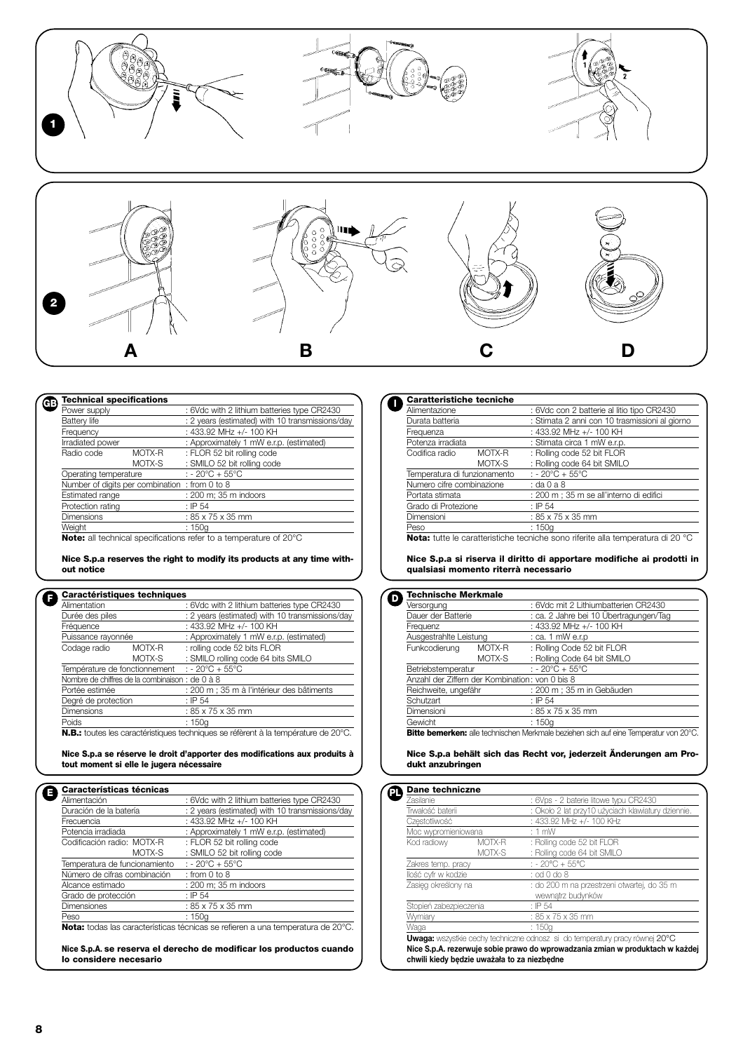**1**

**2**

**A** **B** **C** **D**

## GB Technical specifications

| | | |
|---|---|---|
| Power supply | | : 6Vdc with 2 lithium batteries type CR2430 |
| Battery life | | : 2 years (estimated) with 10 transmissions/day |
| Frequency | | : 433.92 MHz +/- 100 KH |
| Irradiated power | | : Approximately 1 mW e.r.p. (estimated) |
| Radio code | MOTX-R | : FLOR 52 bit rolling code |
| | MOTX-S | : SMILO 52 bit rolling code |
| Operating temperature | | : - 20°C + 55°C |
| Number of digits per combination | | : from 0 to 8 |
| Estimated range | | : 200 m; 35 m indoors |
| Protection rating | | : IP 54 |
| Dimensions | | : 85 x 75 x 35 mm |
| Weight | | : 150g |

**Note:** all technical specifications refer to a temperature of 20°C

**Nice S.p.a reserves the right to modify its products at any time without notice**

## F Caractéristiques techniques

| | | |
|---|---|---|
| Alimentation | | : 6Vdc with 2 lithium batteries type CR2430 |
| Durée des piles | | : 2 years (estimated) with 10 transmissions/day |
| Fréquence | | : 433.92 MHz +/- 100 KH |
| Puissance rayonnée | | : Approximately 1 mW e.r.p. (estimated) |
| Codage radio | MOTX-R | : rolling code 52 bits FLOR |
| | MOTX-S | : SMILO rolling code 64 bits SMILO |
| Température de fonctionnement | | : - 20°C + 55°C |
| Nombre de chiffres de la combinaison | | : de 0 à 8 |
| Portée estimée | | : 200 m ; 35 m à l'intérieur des bâtiments |
| Degré de protection | | : IP 54 |
| Dimensions | | : 85 x 75 x 35 mm |
| Poids | | : 150g |

**N.B.:** toutes les caractéristiques techniques se réfèrent à la température de 20°C.

**Nice S.p.a se réserve le droit d'apporter des modifications aux produits à tout moment si elle le jugera nécessaire**

## E Características técnicas

| | | |
|---|---|---|
| Alimentación | | : 6Vdc with 2 lithium batteries type CR2430 |
| Duración de la batería | | : 2 years (estimated) with 10 transmissions/day |
| Frecuencia | | : 433.92 MHz +/- 100 KH |
| Potencia irradiada | | : Approximately 1 mW e.r.p. (estimated) |
| Codificación radio: | MOTX-R | : FLOR 52 bit rolling code |
| | MOTX-S | : SMILO 52 bit rolling code |
| Temperatura de funcionamiento | | : - 20°C + 55°C |
| Número de cifras combinación | | : from 0 to 8 |
| Alcance estimado | | : 200 m; 35 m indoors |
| Grado de protección | | : IP 54 |
| Dimensiones | | : 85 x 75 x 35 mm |
| Peso | | : 150g |

**Nota:** todas las características técnicas se refieren a una temperatura de 20°C.

**Nice S.p.A. se reserva el derecho de modificar los productos cuando lo considere necesario**

## I Caratteristiche tecniche

| | | |
|---|---|---|
| Alimentazione | | : 6Vdc con 2 batterie al litio tipo CR2430 |
| Durata batteria | | : Stimata 2 anni con 10 trasmissioni al giorno |
| Frequenza | | : 433.92 MHz +/- 100 KH |
| Potenza irradiata | | : Stimata circa 1 mW e.r.p. |
| Codifica radio | MOTX-R | : Rolling code 52 bit FLOR |
| | MOTX-S | : Rolling code 64 bit SMILO |
| Temperatura di funzionamento | | : - 20°C + 55°C |
| Numero cifre combinazione | | : da 0 a 8 |
| Portata stimata | | : 200 m ; 35 m se all'interno di edifici |
| Grado di Protezione | | : IP 54 |
| Dimensioni | | : 85 x 75 x 35 mm |
| Peso | | : 150g |

**Nota:** tutte le caratteristiche tecniche sono riferite alla temperatura di 20 °C

**Nice S.p.a si riserva il diritto di apportare modifiche ai prodotti in qualsiasi momento riterrà necessario**

## D Technische Merkmale

| | | |
|---|---|---|
| Versorgung | | : 6Vdc mit 2 Lithiumbatterien CR2430 |
| Dauer der Batterie | | : ca. 2 Jahre bei 10 Übertragungen/Tag |
| Frequenz | | : 433.92 MHz +/- 100 KH |
| Ausgestrahlte Leistung | | : ca. 1 mW e.r.p |
| Funkcodierung | MOTX-R | : Rolling Code 52 bit FLOR |
| | MOTX-S | : Rolling Code 64 bit SMILO |
| Betriebstemperatur | | : - 20°C + 55°C |
| Anzahl der Ziffern der Kombination | | : von 0 bis 8 |
| Reichweite, ungefähr | | : 200 m ; 35 m in Gebäuden |
| Schutzart | | : IP 54 |
| Dimensionen | | : 85 x 75 x 35 mm |
| Gewicht | | : 150g |

**Bitte bemerken:** alle technischen Merkmale beziehen sich auf eine Temperatur von 20°C.

**Nice S.p.a behält sich das Recht vor, jederzeit Änderungen am Produkt anzubringen**

## PL Dane techniczne

| | | |
|---|---|---|
| Zasilanie | | : 6Vps - 2 baterie litowe typu CR2430 |
| Trwałość baterii | | : Około 2 lat przy10 użyciach klawiatury dziennie. |
| Częstotliwość | | : 433.92 MHz +/- 100 KHz |
| Moc wypromieniowana | | : 1 mW |
| Kod radiowy | MOTX-R | : Rolling code 52 bit FLOR |
| | MOTX-S | : Rolling code 64 bit SMILO |
| Zakres temp. pracy | | : - 20°C + 55°C |
| Ilość cyfr w kodzie | | : od 0 do 8 |
| Zasięg określony na | | : do 200 m na przestrzeni otwartej, do 35 m wewnątrz budynków |
| Stopień zabezpieczenia | | : IP 54 |
| Wymiary | | : 85 x 75 x 35 mm |
| Waga | | : 150g |

**Uwaga:** wszystkie cechy techniczne odnosz si do temperatury pracy równej 20°C

**Nice S.p.A. rezerwuje sobie prawo do wprowadzania zmian w produktach w każdej chwili kiedy będzie uważała to za niezbędne**